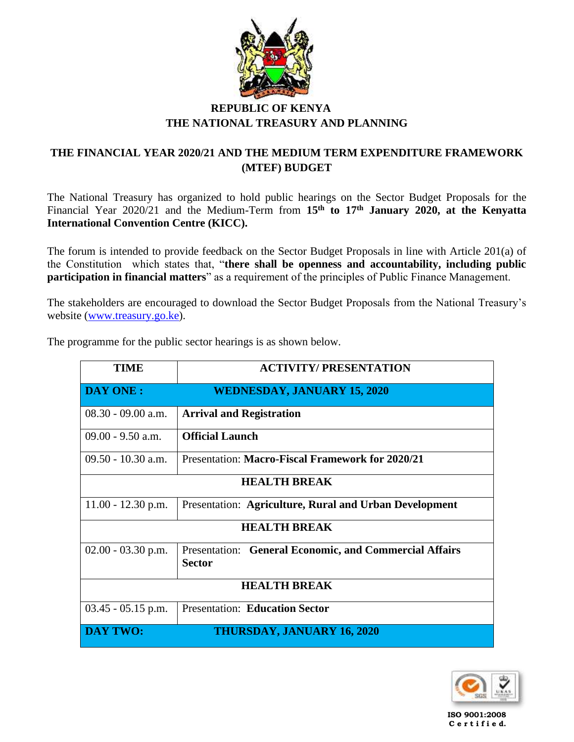**REPUBLIC OF KENYA**
**THE NATIONAL TREASURY AND PLANNING**

# THE FINANCIAL YEAR 2020/21 AND THE MEDIUM TERM EXPENDITURE FRAMEWORK (MTEF) BUDGET

The National Treasury has organized to hold public hearings on the Sector Budget Proposals for the Financial Year 2020/21 and the Medium-Term from **15th to 17th January 2020, at the Kenyatta International Convention Centre (KICC).**

The forum is intended to provide feedback on the Sector Budget Proposals in line with Article 201(a) of the Constitution which states that, "**there shall be openness and accountability, including public participation in financial matters**" as a requirement of the principles of Public Finance Management.

The stakeholders are encouraged to download the Sector Budget Proposals from the National Treasury's website (www.treasury.go.ke).

The programme for the public sector hearings is as shown below.

| TIME | ACTIVITY/ PRESENTATION |
|---|---|
| **DAY ONE :** | **WEDNESDAY, JANUARY 15, 2020** |
| 08.30 - 09.00 a.m. | **Arrival and Registration** |
| 09.00 - 9.50 a.m. | **Official Launch** |
| 09.50 - 10.30 a.m. | Presentation: **Macro-Fiscal Framework for 2020/21** |
| **HEALTH BREAK** | |
| 11.00 - 12.30 p.m. | Presentation: **Agriculture, Rural and Urban Development** |
| **HEALTH BREAK** | |
| 02.00 - 03.30 p.m. | Presentation: **General Economic, and Commercial Affairs Sector** |
| **HEALTH BREAK** | |
| 03.45 - 05.15 p.m. | Presentation: **Education Sector** |
| **DAY TWO:** | **THURSDAY, JANUARY 16, 2020** |

ISO 9001:2008 Certified.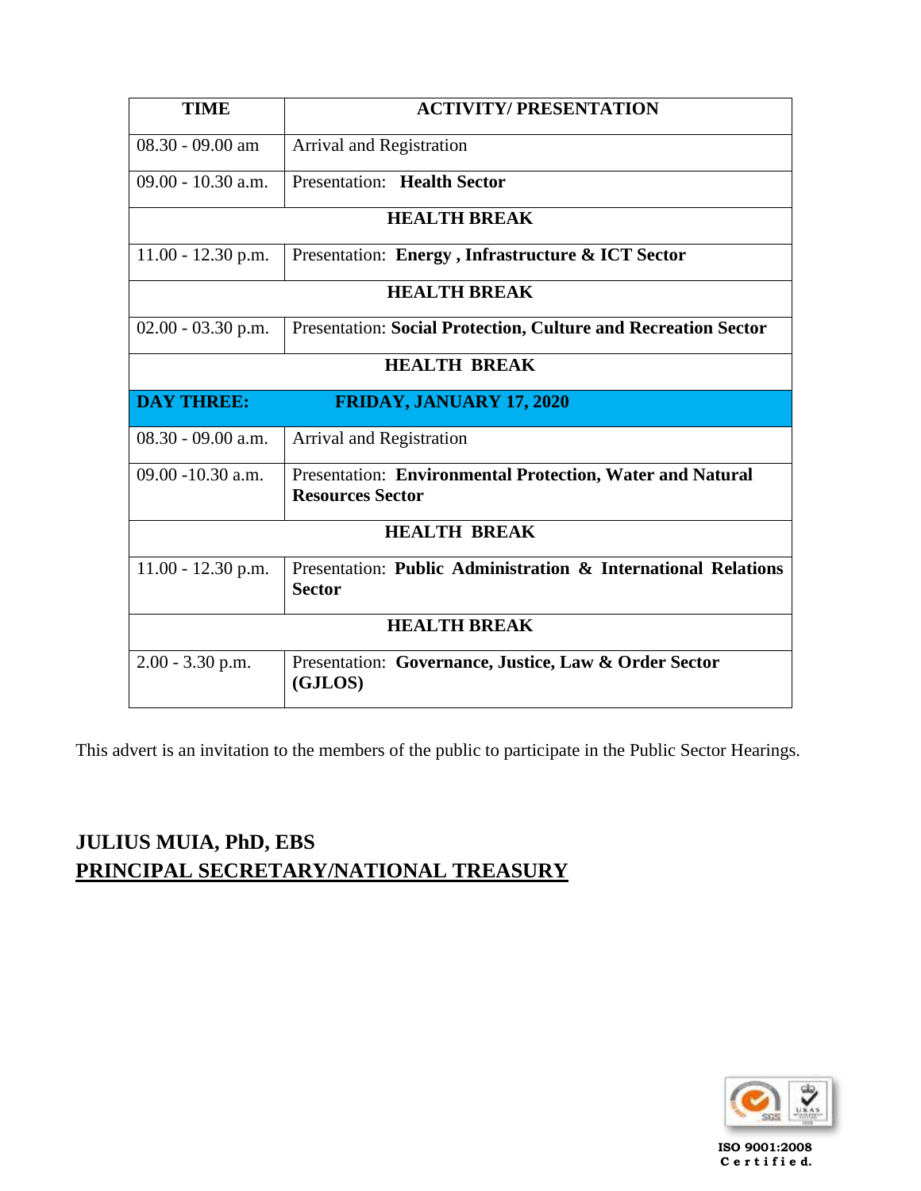| TIME | ACTIVITY/ PRESENTATION |
| --- | --- |
| 08.30 - 09.00 am | Arrival and Registration |
| 09.00 - 10.30 a.m. | Presentation: **Health Sector** |
| **HEALTH BREAK** | |
| 11.00 - 12.30 p.m. | Presentation: **Energy , Infrastructure & ICT Sector** |
| **HEALTH BREAK** | |
| 02.00 - 03.30 p.m. | Presentation: **Social Protection, Culture and Recreation Sector** |
| **HEALTH BREAK** | |
| **DAY THREE:** | **FRIDAY, JANUARY 17, 2020** |
| 08.30 - 09.00 a.m. | Arrival and Registration |
| 09.00 -10.30 a.m. | Presentation: **Environmental Protection, Water and Natural Resources Sector** |
| **HEALTH BREAK** | |
| 11.00 - 12.30 p.m. | Presentation: **Public Administration & International Relations Sector** |
| **HEALTH BREAK** | |
| 2.00 - 3.30 p.m. | Presentation: **Governance, Justice, Law & Order Sector (GJLOS)** |

This advert is an invitation to the members of the public to participate in the Public Sector Hearings.

**JULIUS MUIA, PhD, EBS**
**PRINCIPAL SECRETARY/NATIONAL TREASURY**

ISO 9001:2008
Certified.